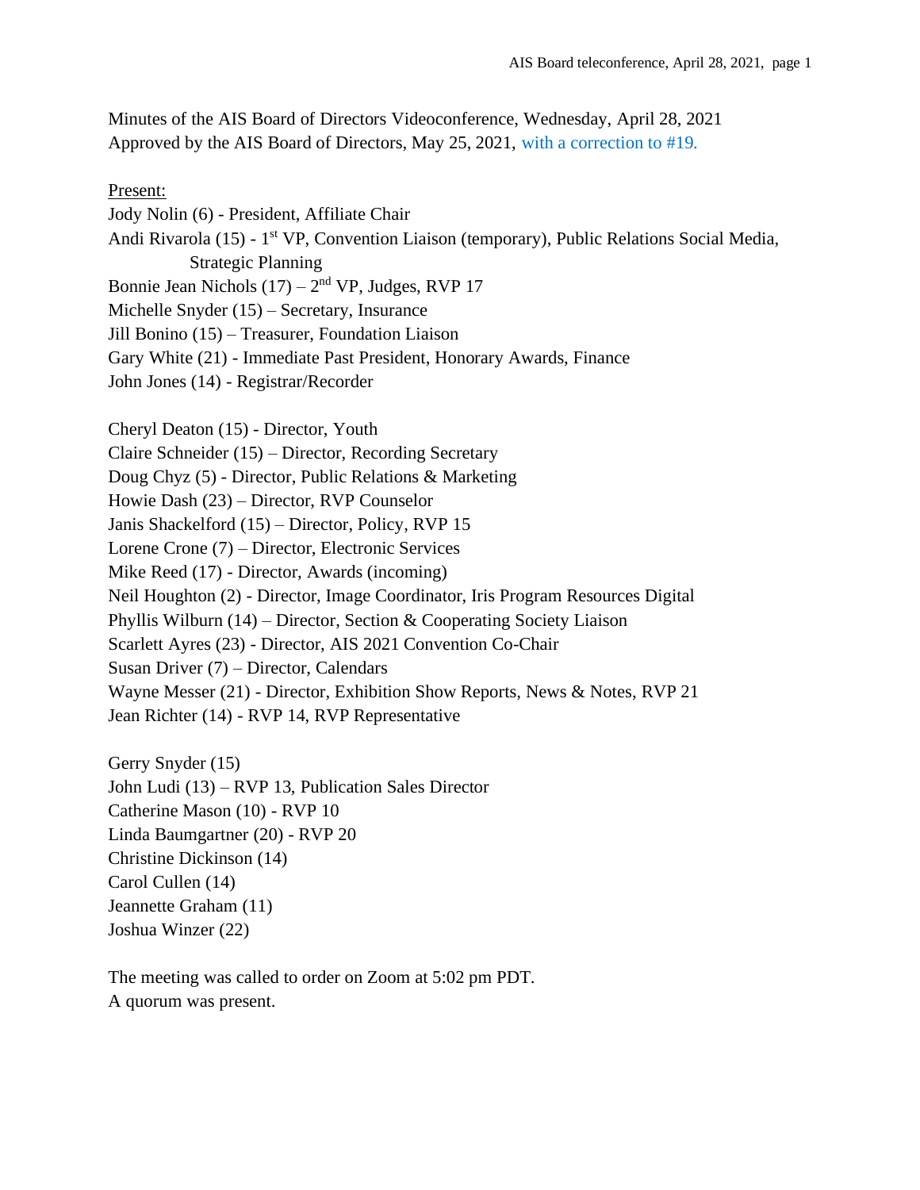Minutes of the AIS Board of Directors Videoconference, Wednesday, April 28, 2021
Approved by the AIS Board of Directors, May 25, 2021, with a correction to #19.

Present:
Jody Nolin (6) - President, Affiliate Chair
Andi Rivarola (15) - 1st VP, Convention Liaison (temporary), Public Relations Social Media, Strategic Planning
Bonnie Jean Nichols (17) – 2nd VP, Judges, RVP 17
Michelle Snyder (15) – Secretary, Insurance
Jill Bonino (15) – Treasurer, Foundation Liaison
Gary White (21) - Immediate Past President, Honorary Awards, Finance
John Jones (14) - Registrar/Recorder

Cheryl Deaton (15) - Director, Youth
Claire Schneider (15) – Director, Recording Secretary
Doug Chyz (5) - Director, Public Relations & Marketing
Howie Dash (23) – Director, RVP Counselor
Janis Shackelford (15) – Director, Policy, RVP 15
Lorene Crone (7) – Director, Electronic Services
Mike Reed (17) - Director, Awards (incoming)
Neil Houghton (2) - Director, Image Coordinator, Iris Program Resources Digital
Phyllis Wilburn (14) – Director, Section & Cooperating Society Liaison
Scarlett Ayres (23) - Director, AIS 2021 Convention Co-Chair
Susan Driver (7) – Director, Calendars
Wayne Messer (21) - Director, Exhibition Show Reports, News & Notes, RVP 21
Jean Richter (14) - RVP 14, RVP Representative

Gerry Snyder (15)
John Ludi (13) – RVP 13, Publication Sales Director
Catherine Mason (10) - RVP 10
Linda Baumgartner (20) - RVP 20
Christine Dickinson (14)
Carol Cullen (14)
Jeannette Graham (11)
Joshua Winzer (22)

The meeting was called to order on Zoom at 5:02 pm PDT.
A quorum was present.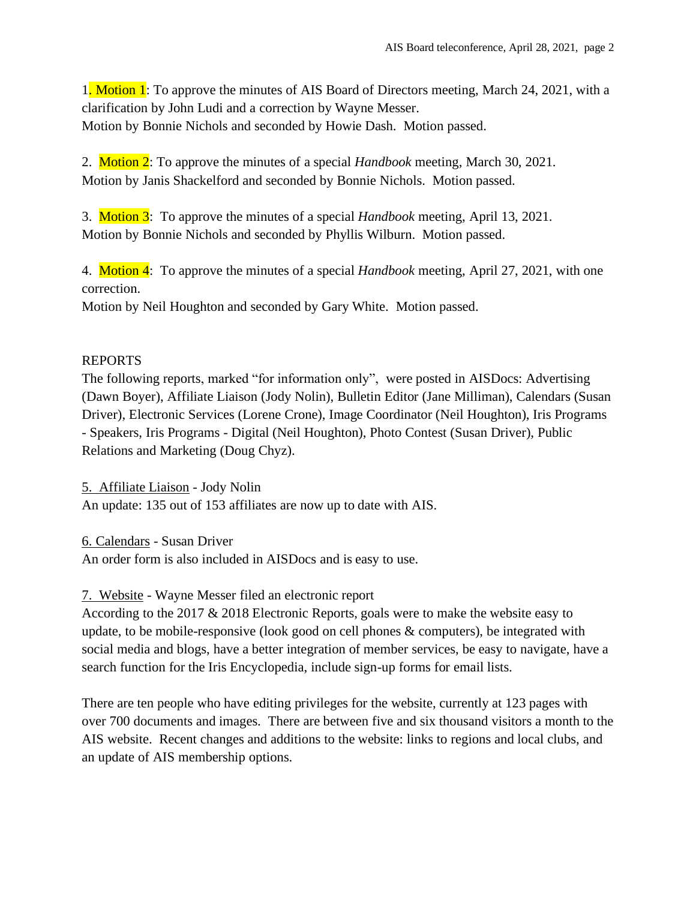1. Motion 1: To approve the minutes of AIS Board of Directors meeting, March 24, 2021, with a clarification by John Ludi and a correction by Wayne Messer.
Motion by Bonnie Nichols and seconded by Howie Dash. Motion passed.

2. Motion 2: To approve the minutes of a special *Handbook* meeting, March 30, 2021.
Motion by Janis Shackelford and seconded by Bonnie Nichols. Motion passed.

3. Motion 3: To approve the minutes of a special *Handbook* meeting, April 13, 2021.
Motion by Bonnie Nichols and seconded by Phyllis Wilburn. Motion passed.

4. Motion 4: To approve the minutes of a special *Handbook* meeting, April 27, 2021, with one correction.
Motion by Neil Houghton and seconded by Gary White. Motion passed.

REPORTS

The following reports, marked "for information only", were posted in AISDocs: Advertising (Dawn Boyer), Affiliate Liaison (Jody Nolin), Bulletin Editor (Jane Milliman), Calendars (Susan Driver), Electronic Services (Lorene Crone), Image Coordinator (Neil Houghton), Iris Programs - Speakers, Iris Programs - Digital (Neil Houghton), Photo Contest (Susan Driver), Public Relations and Marketing (Doug Chyz).

5. Affiliate Liaison - Jody Nolin
An update: 135 out of 153 affiliates are now up to date with AIS.

6. Calendars - Susan Driver
An order form is also included in AISDocs and is easy to use.

7. Website - Wayne Messer filed an electronic report
According to the 2017 & 2018 Electronic Reports, goals were to make the website easy to update, to be mobile-responsive (look good on cell phones & computers), be integrated with social media and blogs, have a better integration of member services, be easy to navigate, have a search function for the Iris Encyclopedia, include sign-up forms for email lists.

There are ten people who have editing privileges for the website, currently at 123 pages with over 700 documents and images. There are between five and six thousand visitors a month to the AIS website. Recent changes and additions to the website: links to regions and local clubs, and an update of AIS membership options.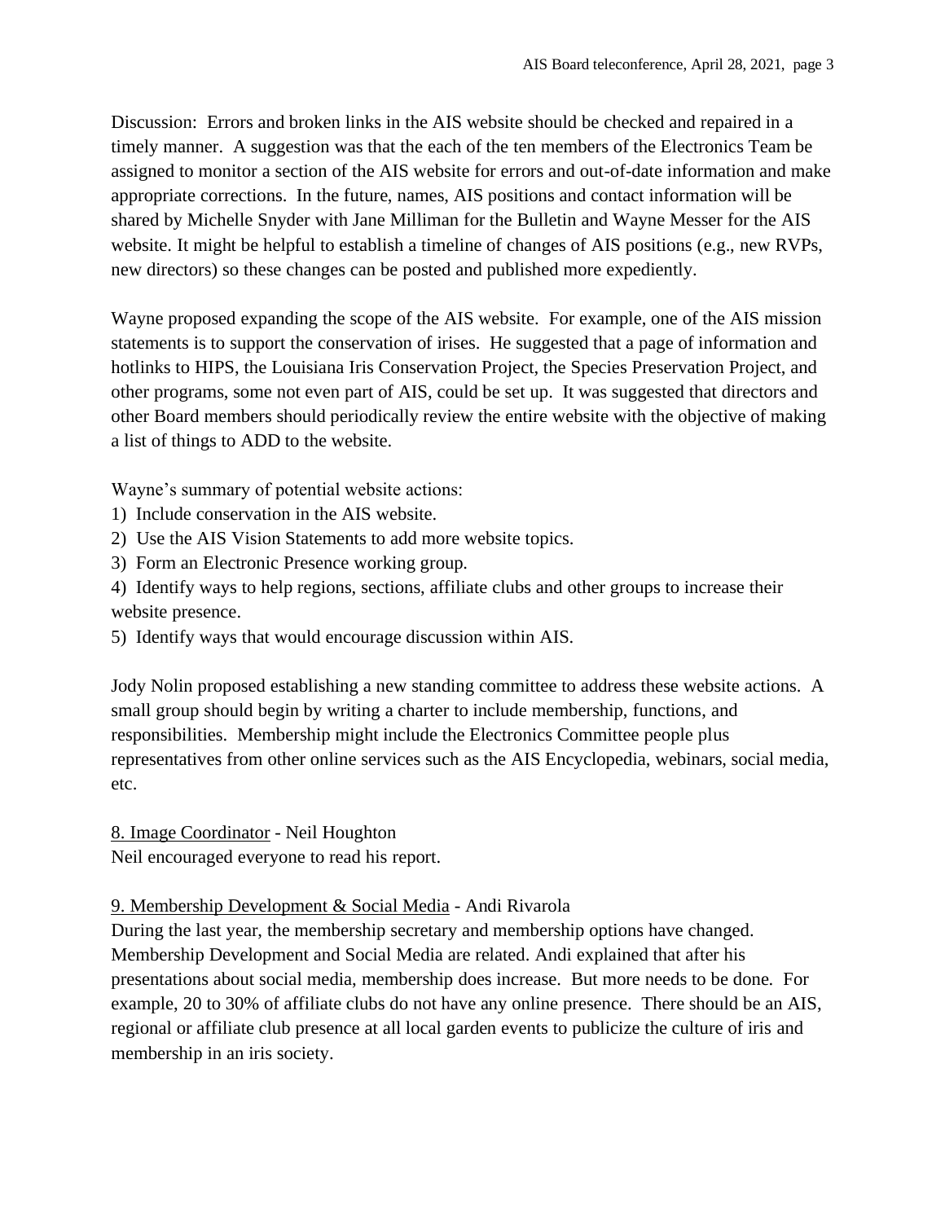Discussion: Errors and broken links in the AIS website should be checked and repaired in a timely manner. A suggestion was that the each of the ten members of the Electronics Team be assigned to monitor a section of the AIS website for errors and out-of-date information and make appropriate corrections. In the future, names, AIS positions and contact information will be shared by Michelle Snyder with Jane Milliman for the Bulletin and Wayne Messer for the AIS website. It might be helpful to establish a timeline of changes of AIS positions (e.g., new RVPs, new directors) so these changes can be posted and published more expediently.

Wayne proposed expanding the scope of the AIS website. For example, one of the AIS mission statements is to support the conservation of irises. He suggested that a page of information and hotlinks to HIPS, the Louisiana Iris Conservation Project, the Species Preservation Project, and other programs, some not even part of AIS, could be set up. It was suggested that directors and other Board members should periodically review the entire website with the objective of making a list of things to ADD to the website.

Wayne's summary of potential website actions:

1) Include conservation in the AIS website.
2) Use the AIS Vision Statements to add more website topics.
3) Form an Electronic Presence working group.
4) Identify ways to help regions, sections, affiliate clubs and other groups to increase their website presence.
5) Identify ways that would encourage discussion within AIS.

Jody Nolin proposed establishing a new standing committee to address these website actions. A small group should begin by writing a charter to include membership, functions, and responsibilities. Membership might include the Electronics Committee people plus representatives from other online services such as the AIS Encyclopedia, webinars, social media, etc.

<u>8. Image Coordinator</u> - Neil Houghton
Neil encouraged everyone to read his report.

<u>9. Membership Development & Social Media</u> - Andi Rivarola
During the last year, the membership secretary and membership options have changed. Membership Development and Social Media are related. Andi explained that after his presentations about social media, membership does increase. But more needs to be done. For example, 20 to 30% of affiliate clubs do not have any online presence. There should be an AIS, regional or affiliate club presence at all local garden events to publicize the culture of iris and membership in an iris society.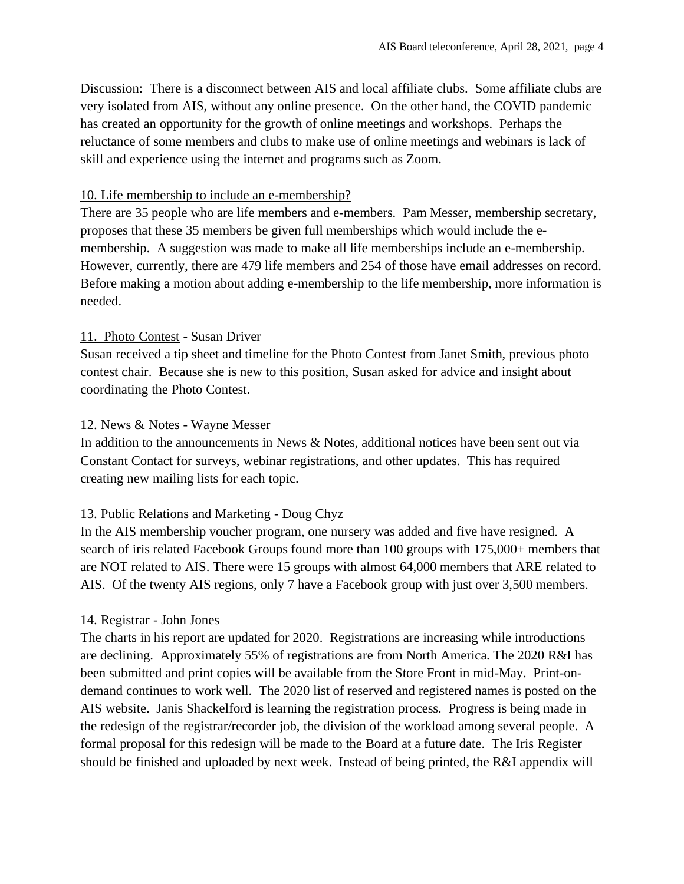Discussion: There is a disconnect between AIS and local affiliate clubs. Some affiliate clubs are very isolated from AIS, without any online presence. On the other hand, the COVID pandemic has created an opportunity for the growth of online meetings and workshops. Perhaps the reluctance of some members and clubs to make use of online meetings and webinars is lack of skill and experience using the internet and programs such as Zoom.

<u>10. Life membership to include an e-membership?</u>
There are 35 people who are life members and e-members. Pam Messer, membership secretary, proposes that these 35 members be given full memberships which would include the e-membership. A suggestion was made to make all life memberships include an e-membership. However, currently, there are 479 life members and 254 of those have email addresses on record. Before making a motion about adding e-membership to the life membership, more information is needed.

<u>11. Photo Contest</u> - Susan Driver
Susan received a tip sheet and timeline for the Photo Contest from Janet Smith, previous photo contest chair. Because she is new to this position, Susan asked for advice and insight about coordinating the Photo Contest.

<u>12. News & Notes</u> - Wayne Messer
In addition to the announcements in News & Notes, additional notices have been sent out via Constant Contact for surveys, webinar registrations, and other updates. This has required creating new mailing lists for each topic.

<u>13. Public Relations and Marketing</u> - Doug Chyz
In the AIS membership voucher program, one nursery was added and five have resigned. A search of iris related Facebook Groups found more than 100 groups with 175,000+ members that are NOT related to AIS. There were 15 groups with almost 64,000 members that ARE related to AIS. Of the twenty AIS regions, only 7 have a Facebook group with just over 3,500 members.

<u>14. Registrar</u> - John Jones
The charts in his report are updated for 2020. Registrations are increasing while introductions are declining. Approximately 55% of registrations are from North America. The 2020 R&I has been submitted and print copies will be available from the Store Front in mid-May. Print-on-demand continues to work well. The 2020 list of reserved and registered names is posted on the AIS website. Janis Shackelford is learning the registration process. Progress is being made in the redesign of the registrar/recorder job, the division of the workload among several people. A formal proposal for this redesign will be made to the Board at a future date. The Iris Register should be finished and uploaded by next week. Instead of being printed, the R&I appendix will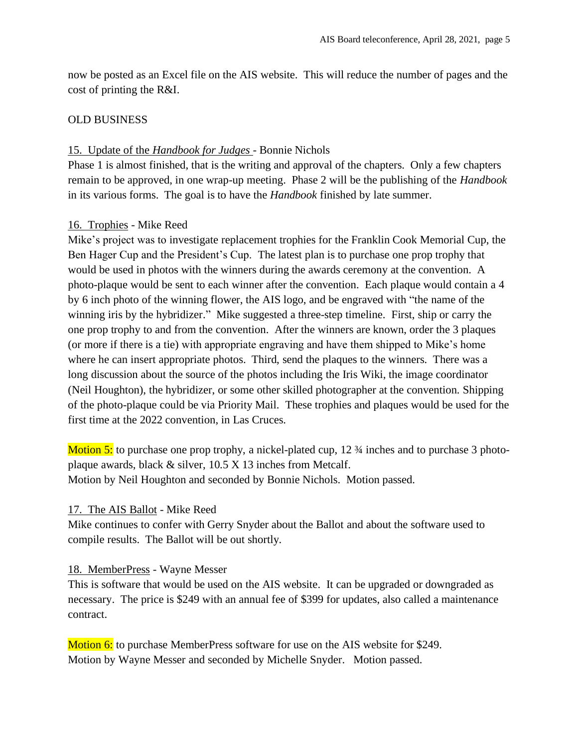now be posted as an Excel file on the AIS website. This will reduce the number of pages and the cost of printing the R&I.

OLD BUSINESS

15. Update of the *Handbook for Judges* - Bonnie Nichols

Phase 1 is almost finished, that is the writing and approval of the chapters. Only a few chapters remain to be approved, in one wrap-up meeting. Phase 2 will be the publishing of the *Handbook* in its various forms. The goal is to have the *Handbook* finished by late summer.

16. Trophies - Mike Reed

Mike's project was to investigate replacement trophies for the Franklin Cook Memorial Cup, the Ben Hager Cup and the President's Cup. The latest plan is to purchase one prop trophy that would be used in photos with the winners during the awards ceremony at the convention. A photo-plaque would be sent to each winner after the convention. Each plaque would contain a 4 by 6 inch photo of the winning flower, the AIS logo, and be engraved with "the name of the winning iris by the hybridizer." Mike suggested a three-step timeline. First, ship or carry the one prop trophy to and from the convention. After the winners are known, order the 3 plaques (or more if there is a tie) with appropriate engraving and have them shipped to Mike's home where he can insert appropriate photos. Third, send the plaques to the winners. There was a long discussion about the source of the photos including the Iris Wiki, the image coordinator (Neil Houghton), the hybridizer, or some other skilled photographer at the convention. Shipping of the photo-plaque could be via Priority Mail. These trophies and plaques would be used for the first time at the 2022 convention, in Las Cruces.

Motion 5: to purchase one prop trophy, a nickel-plated cup, 12 ¾ inches and to purchase 3 photo-plaque awards, black & silver, 10.5 X 13 inches from Metcalf.
Motion by Neil Houghton and seconded by Bonnie Nichols. Motion passed.

17. The AIS Ballot - Mike Reed

Mike continues to confer with Gerry Snyder about the Ballot and about the software used to compile results. The Ballot will be out shortly.

18. MemberPress - Wayne Messer

This is software that would be used on the AIS website. It can be upgraded or downgraded as necessary. The price is $249 with an annual fee of $399 for updates, also called a maintenance contract.

Motion 6: to purchase MemberPress software for use on the AIS website for $249.
Motion by Wayne Messer and seconded by Michelle Snyder. Motion passed.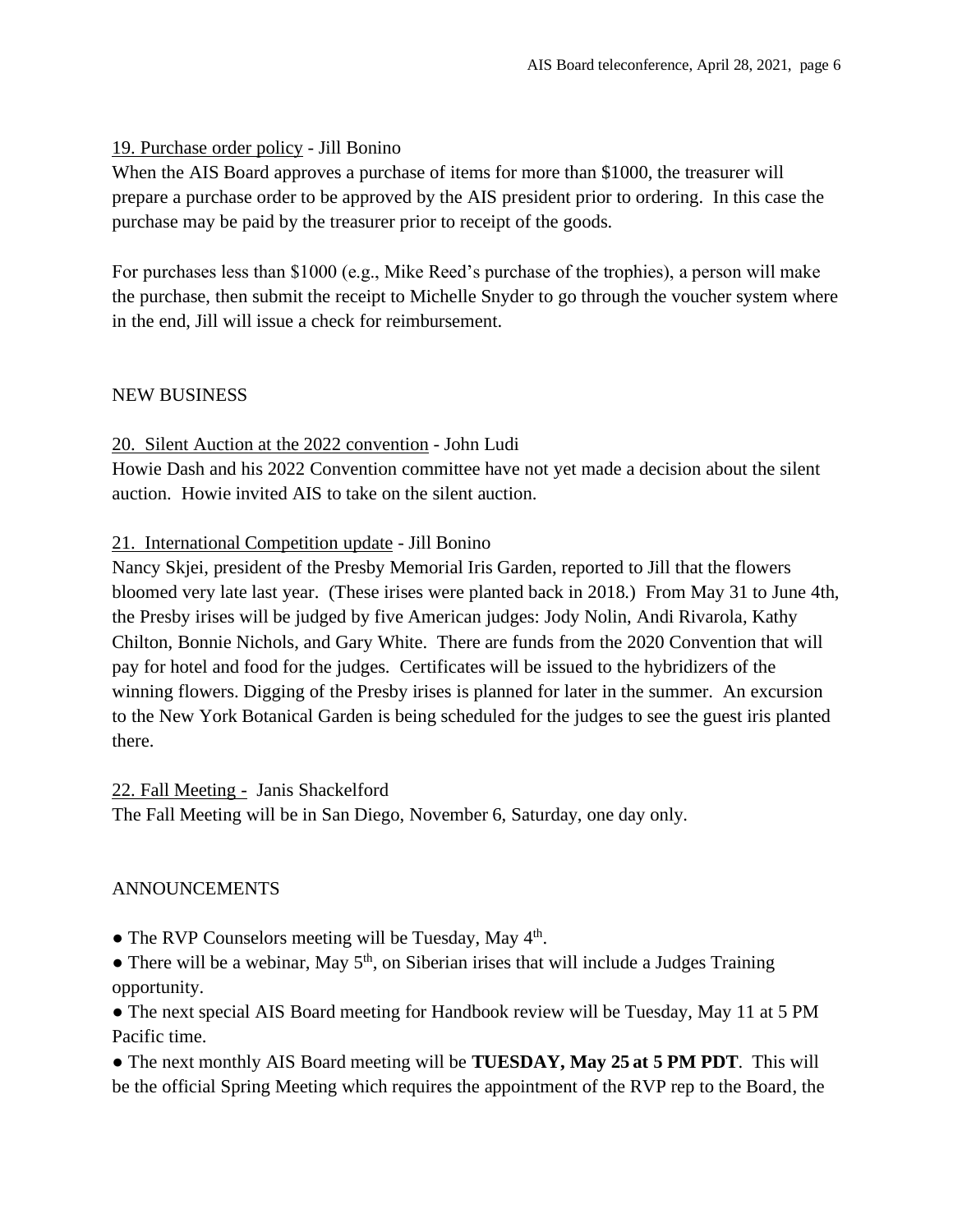<u>19. Purchase order policy</u> - Jill Bonino

When the AIS Board approves a purchase of items for more than $1000, the treasurer will prepare a purchase order to be approved by the AIS president prior to ordering. In this case the purchase may be paid by the treasurer prior to receipt of the goods.

For purchases less than $1000 (e.g., Mike Reed's purchase of the trophies), a person will make the purchase, then submit the receipt to Michelle Snyder to go through the voucher system where in the end, Jill will issue a check for reimbursement.

NEW BUSINESS

<u>20. Silent Auction at the 2022 convention</u> - John Ludi

Howie Dash and his 2022 Convention committee have not yet made a decision about the silent auction. Howie invited AIS to take on the silent auction.

<u>21. International Competition update</u> - Jill Bonino

Nancy Skjei, president of the Presby Memorial Iris Garden, reported to Jill that the flowers bloomed very late last year. (These irises were planted back in 2018.) From May 31 to June 4th, the Presby irises will be judged by five American judges: Jody Nolin, Andi Rivarola, Kathy Chilton, Bonnie Nichols, and Gary White. There are funds from the 2020 Convention that will pay for hotel and food for the judges. Certificates will be issued to the hybridizers of the winning flowers. Digging of the Presby irises is planned for later in the summer. An excursion to the New York Botanical Garden is being scheduled for the judges to see the guest iris planted there.

<u>22. Fall Meeting -</u> Janis Shackelford

The Fall Meeting will be in San Diego, November 6, Saturday, one day only.

ANNOUNCEMENTS

- The RVP Counselors meeting will be Tuesday, May 4th.
- There will be a webinar, May 5th, on Siberian irises that will include a Judges Training opportunity.
- The next special AIS Board meeting for Handbook review will be Tuesday, May 11 at 5 PM Pacific time.
- The next monthly AIS Board meeting will be **TUESDAY, May 25 at 5 PM PDT**. This will be the official Spring Meeting which requires the appointment of the RVP rep to the Board, the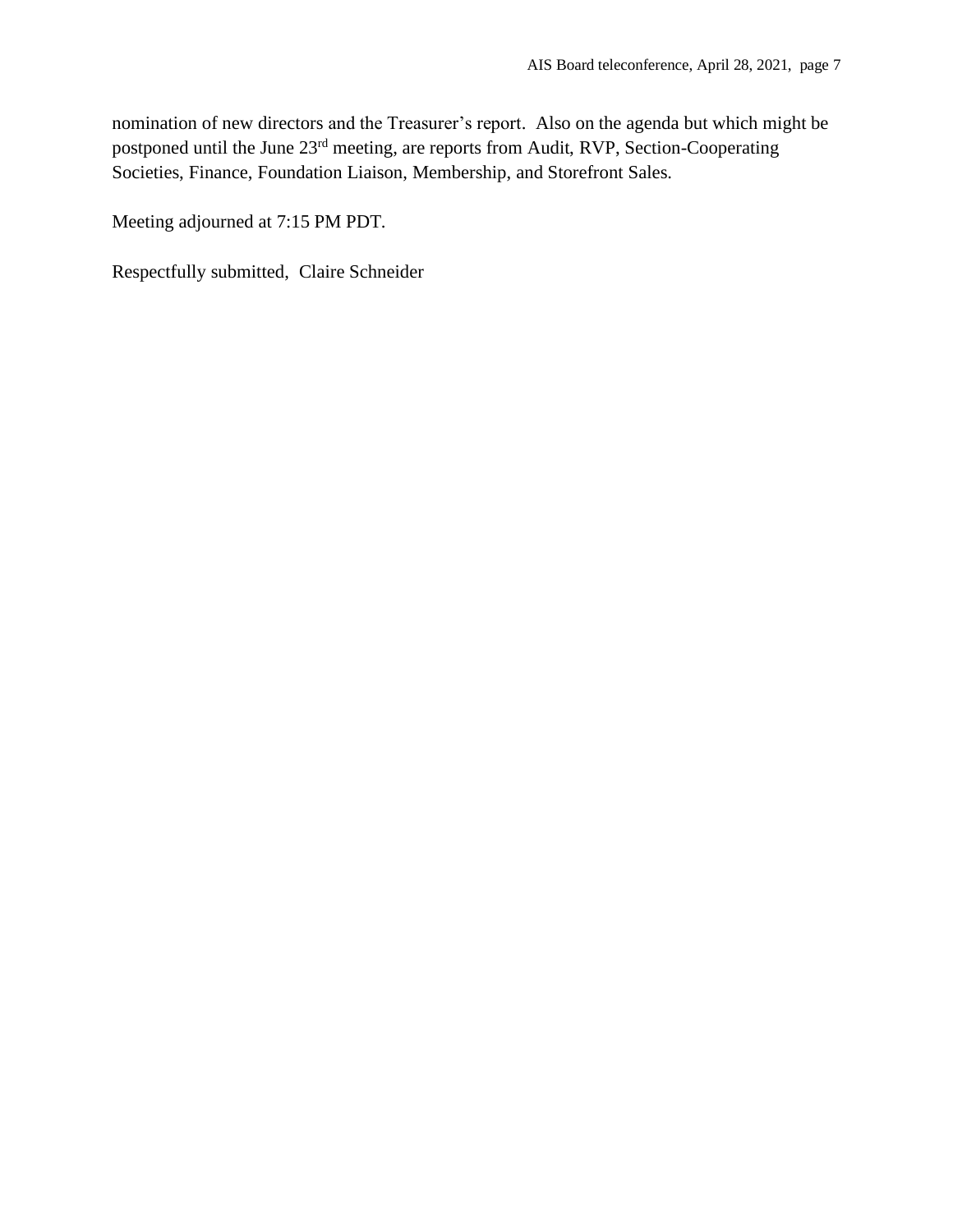nomination of new directors and the Treasurer's report. Also on the agenda but which might be postponed until the June 23rd meeting, are reports from Audit, RVP, Section-Cooperating Societies, Finance, Foundation Liaison, Membership, and Storefront Sales.

Meeting adjourned at 7:15 PM PDT.

Respectfully submitted, Claire Schneider